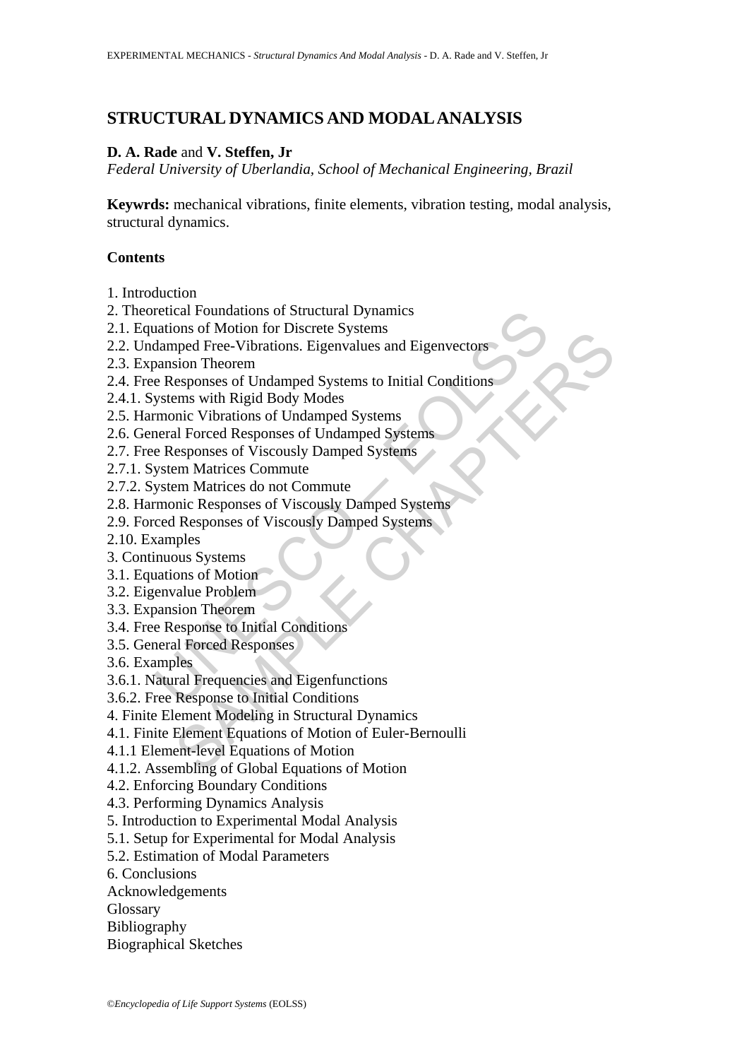# STRUCTURAL DYNAMICS AND MODAL ANALYSIS

**D. A. Rade** and **V. Steffen, Jr**

*Federal University of Uberlandia, School of Mechanical Engineering, Brazil*

**Keywrds:** mechanical vibrations, finite elements, vibration testing, modal analysis, structural dynamics.

## Contents

1. Introduction
2. Theoretical Foundations of Structural Dynamics
2.1. Equations of Motion for Discrete Systems
2.2. Undamped Free-Vibrations. Eigenvalues and Eigenvectors
2.3. Expansion Theorem
2.4. Free Responses of Undamped Systems to Initial Conditions
2.4.1. Systems with Rigid Body Modes
2.5. Harmonic Vibrations of Undamped Systems
2.6. General Forced Responses of Undamped Systems
2.7. Free Responses of Viscously Damped Systems
2.7.1. System Matrices Commute
2.7.2. System Matrices do not Commute
2.8. Harmonic Responses of Viscously Damped Systems
2.9. Forced Responses of Viscously Damped Systems
2.10. Examples
3. Continuous Systems
3.1. Equations of Motion
3.2. Eigenvalue Problem
3.3. Expansion Theorem
3.4. Free Response to Initial Conditions
3.5. General Forced Responses
3.6. Examples
3.6.1. Natural Frequencies and Eigenfunctions
3.6.2. Free Response to Initial Conditions
4. Finite Element Modeling in Structural Dynamics
4.1. Finite Element Equations of Motion of Euler-Bernoulli
4.1.1 Element-level Equations of Motion
4.1.2. Assembling of Global Equations of Motion
4.2. Enforcing Boundary Conditions
4.3. Performing Dynamics Analysis
5. Introduction to Experimental Modal Analysis
5.1. Setup for Experimental for Modal Analysis
5.2. Estimation of Modal Parameters
6. Conclusions
Acknowledgements
Glossary
Bibliography
Biographical Sketches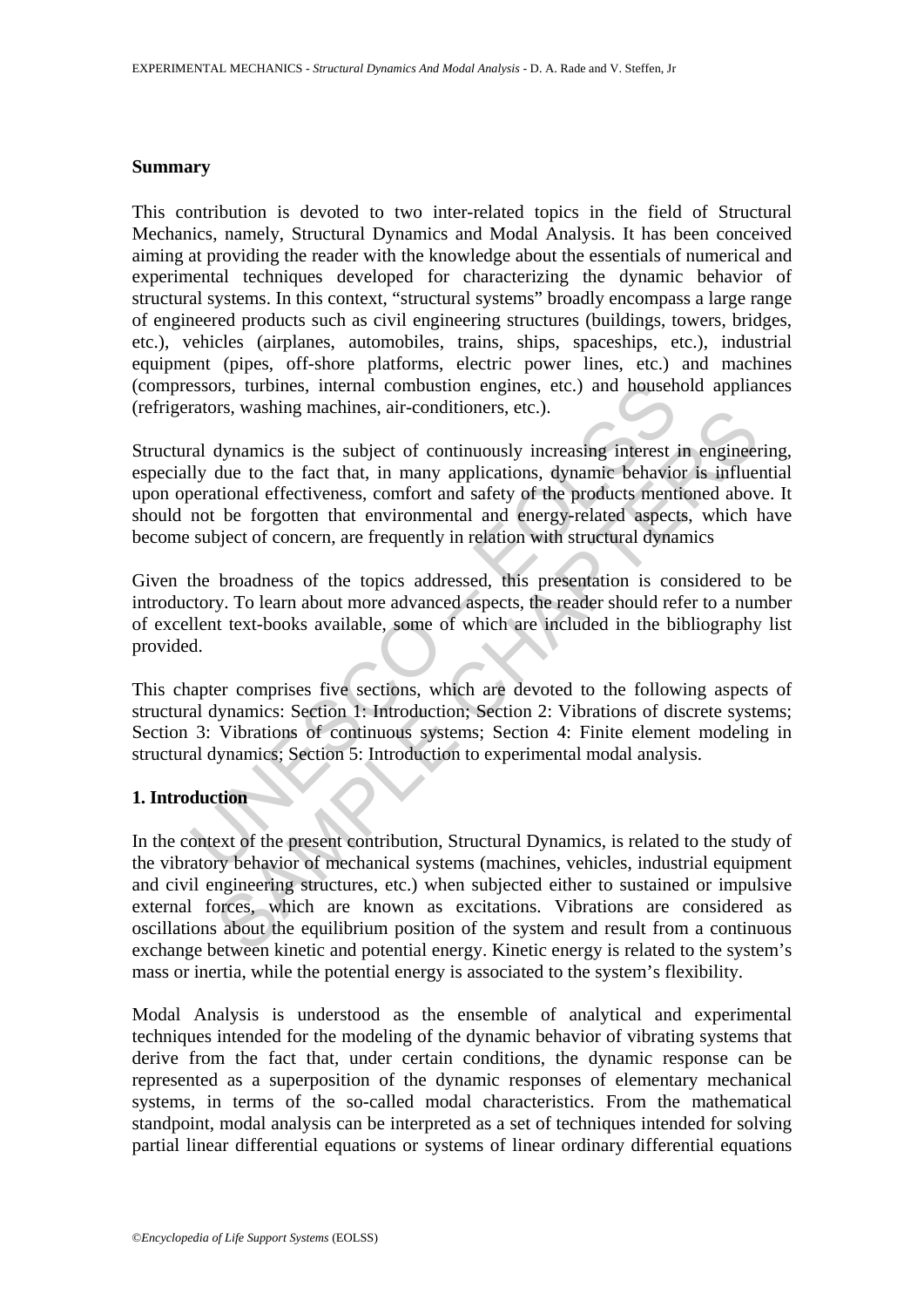**Summary**

This contribution is devoted to two inter-related topics in the field of Structural Mechanics, namely, Structural Dynamics and Modal Analysis. It has been conceived aiming at providing the reader with the knowledge about the essentials of numerical and experimental techniques developed for characterizing the dynamic behavior of structural systems. In this context, "structural systems" broadly encompass a large range of engineered products such as civil engineering structures (buildings, towers, bridges, etc.), vehicles (airplanes, automobiles, trains, ships, spaceships, etc.), industrial equipment (pipes, off-shore platforms, electric power lines, etc.) and machines (compressors, turbines, internal combustion engines, etc.) and household appliances (refrigerators, washing machines, air-conditioners, etc.).

Structural dynamics is the subject of continuously increasing interest in engineering, especially due to the fact that, in many applications, dynamic behavior is influential upon operational effectiveness, comfort and safety of the products mentioned above. It should not be forgotten that environmental and energy-related aspects, which have become subject of concern, are frequently in relation with structural dynamics

Given the broadness of the topics addressed, this presentation is considered to be introductory. To learn about more advanced aspects, the reader should refer to a number of excellent text-books available, some of which are included in the bibliography list provided.

This chapter comprises five sections, which are devoted to the following aspects of structural dynamics: Section 1: Introduction; Section 2: Vibrations of discrete systems; Section 3: Vibrations of continuous systems; Section 4: Finite element modeling in structural dynamics; Section 5: Introduction to experimental modal analysis.

**1. Introduction**

In the context of the present contribution, Structural Dynamics, is related to the study of the vibratory behavior of mechanical systems (machines, vehicles, industrial equipment and civil engineering structures, etc.) when subjected either to sustained or impulsive external forces, which are known as excitations. Vibrations are considered as oscillations about the equilibrium position of the system and result from a continuous exchange between kinetic and potential energy. Kinetic energy is related to the system's mass or inertia, while the potential energy is associated to the system's flexibility.

Modal Analysis is understood as the ensemble of analytical and experimental techniques intended for the modeling of the dynamic behavior of vibrating systems that derive from the fact that, under certain conditions, the dynamic response can be represented as a superposition of the dynamic responses of elementary mechanical systems, in terms of the so-called modal characteristics. From the mathematical standpoint, modal analysis can be interpreted as a set of techniques intended for solving partial linear differential equations or systems of linear ordinary differential equations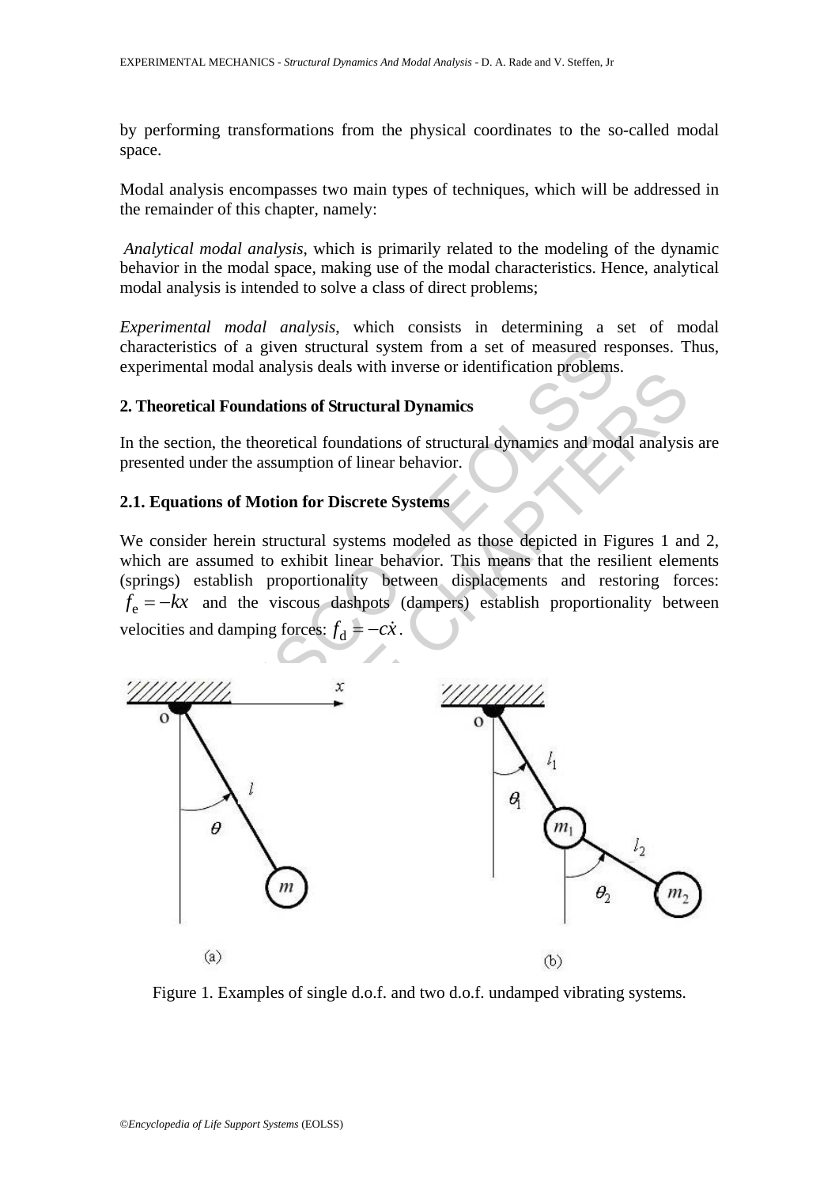by performing transformations from the physical coordinates to the so-called modal space.

Modal analysis encompasses two main types of techniques, which will be addressed in the remainder of this chapter, namely:

*Analytical modal analysis*, which is primarily related to the modeling of the dynamic behavior in the modal space, making use of the modal characteristics. Hence, analytical modal analysis is intended to solve a class of direct problems;

*Experimental modal analysis*, which consists in determining a set of modal characteristics of a given structural system from a set of measured responses. Thus, experimental modal analysis deals with inverse or identification problems.

## 2. Theoretical Foundations of Structural Dynamics

In the section, the theoretical foundations of structural dynamics and modal analysis are presented under the assumption of linear behavior.

### 2.1. Equations of Motion for Discrete Systems

We consider herein structural systems modeled as those depicted in Figures 1 and 2, which are assumed to exhibit linear behavior. This means that the resilient elements (springs) establish proportionality between displacements and restoring forces: $f_e = -kx$ and the viscous dashpots (dampers) establish proportionality between velocities and damping forces: $f_d = -c\dot{x}$.

Figure 1. Examples of single d.o.f. and two d.o.f. undamped vibrating systems.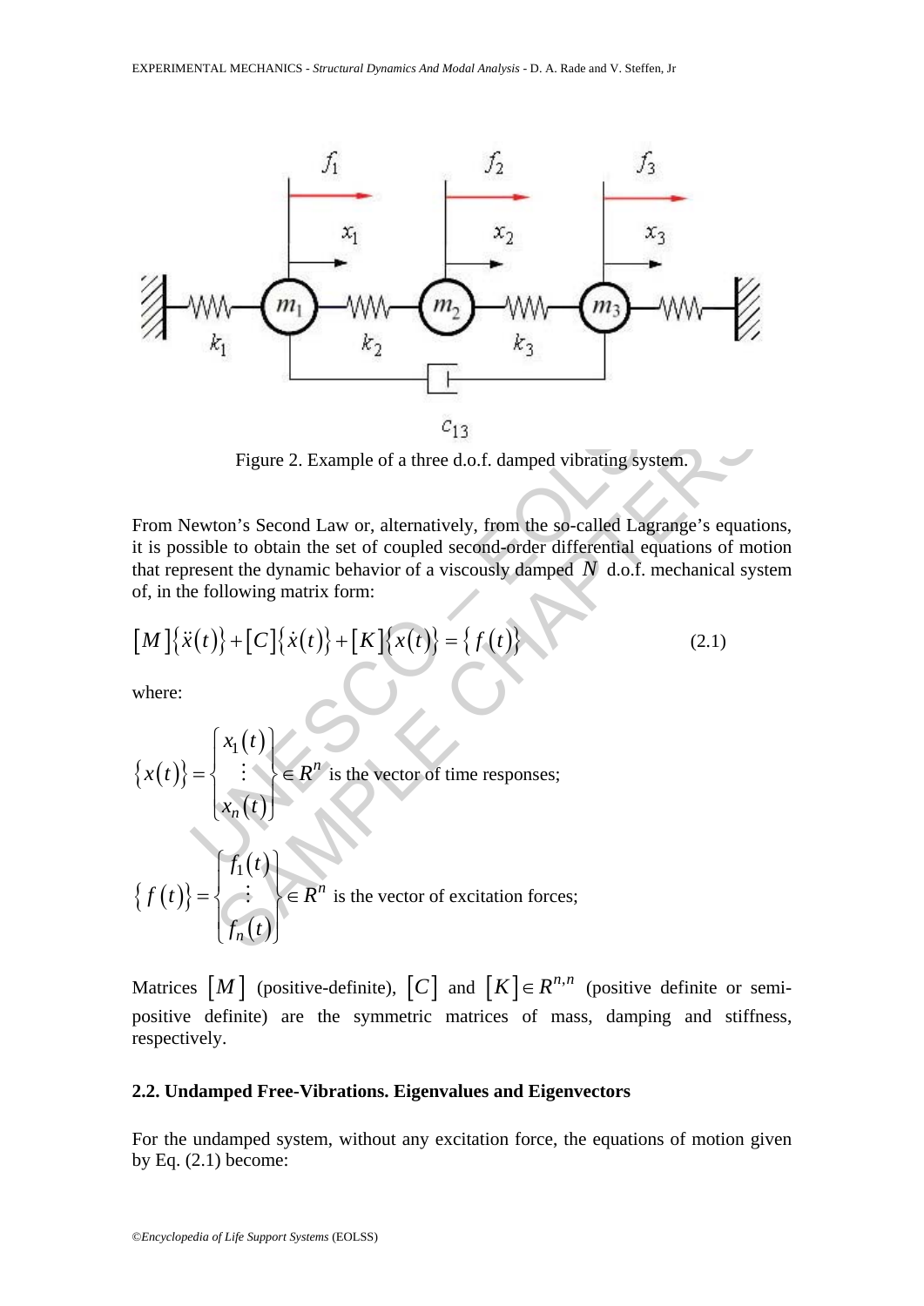Figure 2. Example of a three d.o.f. damped vibrating system.

From Newton's Second Law or, alternatively, from the so-called Lagrange's equations, it is possible to obtain the set of coupled second-order differential equations of motion that represent the dynamic behavior of a viscously damped $N$ d.o.f. mechanical system of, in the following matrix form:

$$[M]\{\ddot{x}(t)\}+[C]\{\dot{x}(t)\}+[K]\{x(t)\}=\{f(t)\} \tag{2.1}$$

where:

$\{x(t)\}=\begin{Bmatrix} x_1(t) \\ \vdots \\ x_n(t) \end{Bmatrix} \in R^n$ is the vector of time responses;

$\{f(t)\}=\begin{Bmatrix} f_1(t) \\ \vdots \\ f_n(t) \end{Bmatrix} \in R^n$ is the vector of excitation forces;

Matrices $[M]$ (positive-definite), $[C]$ and $[K] \in R^{n,n}$ (positive definite or semi-positive definite) are the symmetric matrices of mass, damping and stiffness, respectively.

### 2.2. Undamped Free-Vibrations. Eigenvalues and Eigenvectors

For the undamped system, without any excitation force, the equations of motion given by Eq. (2.1) become: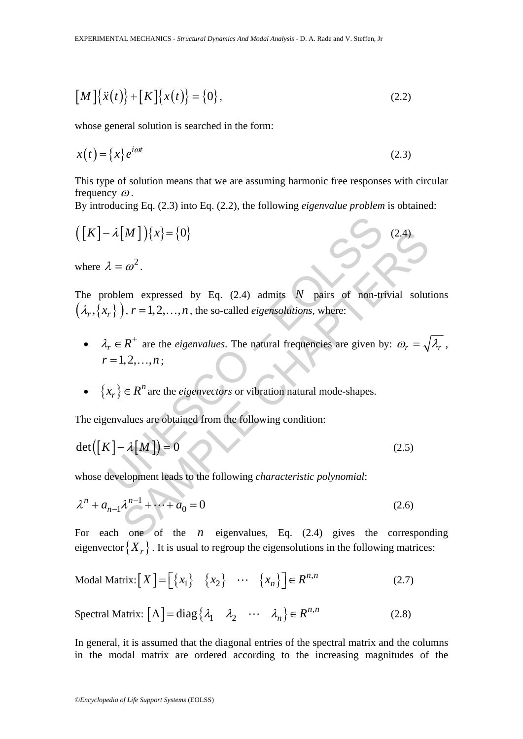$$[M]\{\ddot{x}(t)\}+[K]\{x(t)\}=\{0\}, \tag{2.2}$$

whose general solution is searched in the form:

$$x(t)=\{x\}e^{i\omega t} \tag{2.3}$$

This type of solution means that we are assuming harmonic free responses with circular frequency $\omega$.
By introducing Eq. (2.3) into Eq. (2.2), the following *eigenvalue problem* is obtained:

$$\left([K]-\lambda[M]\right)\{x\}=\{0\} \tag{2.4}$$

where $\lambda=\omega^2$.

The problem expressed by Eq. (2.4) admits $N$ pairs of non-trivial solutions $\left(\lambda_r,\{x_r\}\right)$, $r=1,2,\ldots,n$, the so-called *eigensolutions*, where:

- $\lambda_r \in R^+$ are the *eigenvalues*. The natural frequencies are given by: $\omega_r=\sqrt{\lambda_r}$, $r=1,2,\ldots,n$;
- $\{x_r\}\in R^n$ are the *eigenvectors* or vibration natural mode-shapes.

The eigenvalues are obtained from the following condition:

$$\det\left([K]-\lambda[M]\right)=0 \tag{2.5}$$

whose development leads to the following *characteristic polynomial*:

$$\lambda^n+a_{n-1}\lambda^{n-1}+\cdots+a_0=0 \tag{2.6}$$

For each one of the $n$ eigenvalues, Eq. (2.4) gives the corresponding eigenvector $\{X_r\}$. It is usual to regroup the eigensolutions in the following matrices:

Modal Matrix: $[X]=\left[\{x_1\} \quad \{x_2\} \quad \cdots \quad \{x_n\}\right]\in R^{n,n}$ (2.7)

Spectral Matrix: $[\Lambda]=\mathrm{diag}\{\lambda_1 \quad \lambda_2 \quad \cdots \quad \lambda_n\}\in R^{n,n}$ (2.8)

In general, it is assumed that the diagonal entries of the spectral matrix and the columns in the modal matrix are ordered according to the increasing magnitudes of the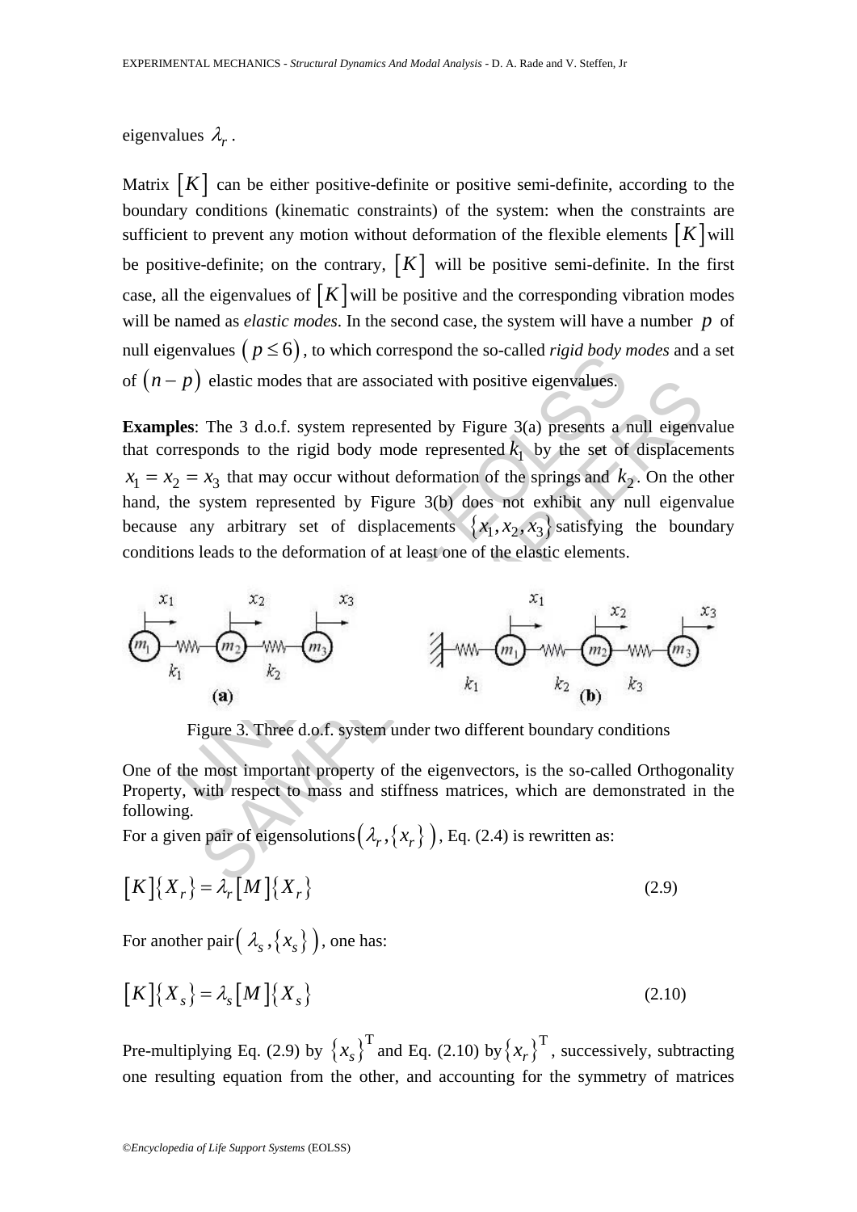eigenvalues $\lambda_r$.

Matrix $[K]$ can be either positive-definite or positive semi-definite, according to the boundary conditions (kinematic constraints) of the system: when the constraints are sufficient to prevent any motion without deformation of the flexible elements $[K]$ will be positive-definite; on the contrary, $[K]$ will be positive semi-definite. In the first case, all the eigenvalues of $[K]$ will be positive and the corresponding vibration modes will be named as *elastic modes*. In the second case, the system will have a number $p$ of null eigenvalues $(p \leq 6)$, to which correspond the so-called *rigid body modes* and a set of $(n-p)$ elastic modes that are associated with positive eigenvalues.

**Examples**: The 3 d.o.f. system represented by Figure 3(a) presents a null eigenvalue that corresponds to the rigid body mode represented $k_1$ by the set of displacements $x_1 = x_2 = x_3$ that may occur without deformation of the springs and $k_2$. On the other hand, the system represented by Figure 3(b) does not exhibit any null eigenvalue because any arbitrary set of displacements $\{x_1, x_2, x_3\}$ satisfying the boundary conditions leads to the deformation of at least one of the elastic elements.

Figure 3. Three d.o.f. system under two different boundary conditions

One of the most important property of the eigenvectors, is the so-called Orthogonality Property, with respect to mass and stiffness matrices, which are demonstrated in the following.

For a given pair of eigensolutions $(\lambda_r, \{x_r\})$, Eq. (2.4) is rewritten as:

$$[K]\{X_r\} = \lambda_r [M]\{X_r\} \tag{2.9}$$

For another pair $(\lambda_s, \{x_s\})$, one has:

$$[K]\{X_s\} = \lambda_s [M]\{X_s\} \tag{2.10}$$

Pre-multiplying Eq. (2.9) by $\{x_s\}^{\mathrm{T}}$ and Eq. (2.10) by $\{x_r\}^{\mathrm{T}}$, successively, subtracting one resulting equation from the other, and accounting for the symmetry of matrices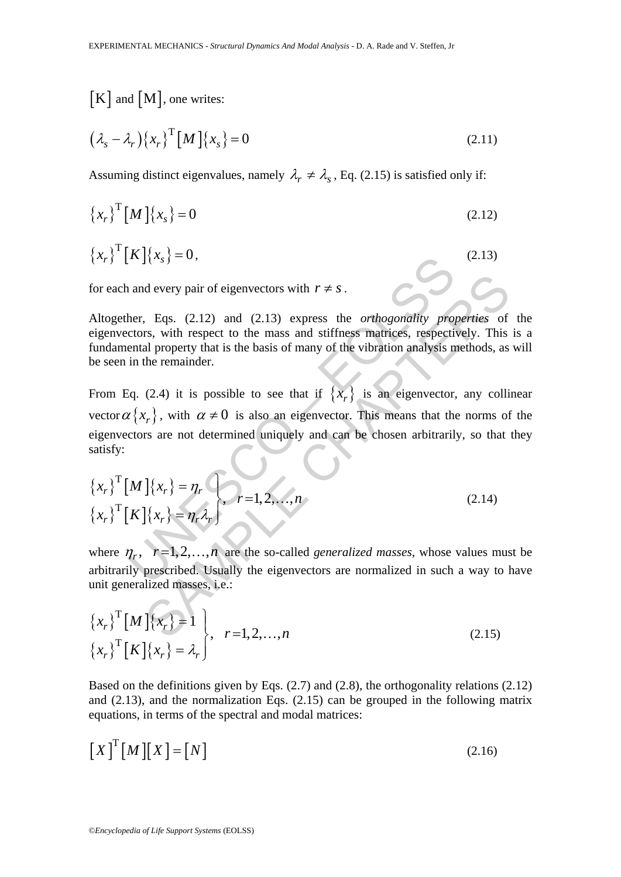$[K]$ and $[M]$, one writes:

$$\left(\lambda_s - \lambda_r\right)\{x_r\}^{\mathrm{T}}[M]\{x_s\} = 0 \tag{2.11}$$

Assuming distinct eigenvalues, namely $\lambda_r \neq \lambda_s$, Eq. (2.15) is satisfied only if:

$$\{x_r\}^{\mathrm{T}}[M]\{x_s\} = 0 \tag{2.12}$$

$$\{x_r\}^{\mathrm{T}}[K]\{x_s\} = 0, \tag{2.13}$$

for each and every pair of eigenvectors with $r \neq s$.

Altogether, Eqs. (2.12) and (2.13) express the *orthogonality properties* of the eigenvectors, with respect to the mass and stiffness matrices, respectively. This is a fundamental property that is the basis of many of the vibration analysis methods, as will be seen in the remainder.

From Eq. (2.4) it is possible to see that if $\{x_r\}$ is an eigenvector, any collinear vector $\alpha\{x_r\}$, with $\alpha \neq 0$ is also an eigenvector. This means that the norms of the eigenvectors are not determined uniquely and can be chosen arbitrarily, so that they satisfy:

$$\left.\begin{aligned} \{x_r\}^{\mathrm{T}}[M]\{x_r\} &= \eta_r \\ \{x_r\}^{\mathrm{T}}[K]\{x_r\} &= \eta_r \lambda_r \end{aligned}\right\}, \quad r = 1, 2, \ldots, n \tag{2.14}$$

where $\eta_r$, $r = 1, 2, \ldots, n$ are the so-called *generalized masses*, whose values must be arbitrarily prescribed. Usually the eigenvectors are normalized in such a way to have unit generalized masses, i.e.:

$$\left.\begin{aligned} \{x_r\}^{\mathrm{T}}[M]\{x_r\} &= 1 \\ \{x_r\}^{\mathrm{T}}[K]\{x_r\} &= \lambda_r \end{aligned}\right\}, \quad r = 1, 2, \ldots, n \tag{2.15}$$

Based on the definitions given by Eqs. (2.7) and (2.8), the orthogonality relations (2.12) and (2.13), and the normalization Eqs. (2.15) can be grouped in the following matrix equations, in terms of the spectral and modal matrices:

$$[X]^{\mathrm{T}}[M][X] = [N] \tag{2.16}$$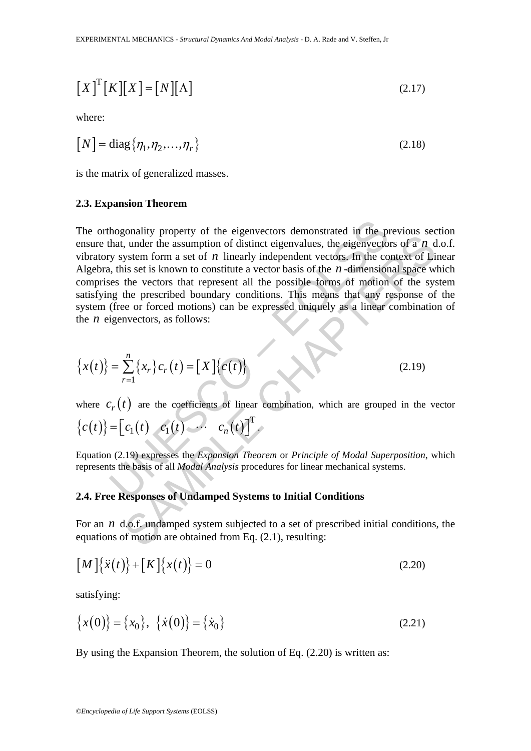$$\left[X\right]^{\mathrm{T}}\left[K\right]\left[X\right]=\left[N\right]\left[\Lambda\right] \tag{2.17}$$

where:

$$\left[N\right]=\operatorname{diag}\left\{\eta_1,\eta_2,\ldots,\eta_r\right\} \tag{2.18}$$

is the matrix of generalized masses.

### 2.3. Expansion Theorem

The orthogonality property of the eigenvectors demonstrated in the previous section ensure that, under the assumption of distinct eigenvalues, the eigenvectors of a $n$ d.o.f. vibratory system form a set of $n$ linearly independent vectors. In the context of Linear Algebra, this set is known to constitute a vector basis of the $n$-dimensional space which comprises the vectors that represent all the possible forms of motion of the system satisfying the prescribed boundary conditions. This means that any response of the system (free or forced motions) can be expressed uniquely as a linear combination of the $n$ eigenvectors, as follows:

$$\left\{x(t)\right\}=\sum_{r=1}^{n}\left\{x_r\right\}c_r(t)=\left[X\right]\left\{c(t)\right\} \tag{2.19}$$

where $c_r(t)$ are the coefficients of linear combination, which are grouped in the vector $\left\{c(t)\right\}=\left[c_1(t) \quad c_1(t) \quad \cdots \quad c_n(t)\right]^{\mathrm{T}}$.

Equation (2.19) expresses the *Expansion Theorem* or *Principle of Modal Superposition*, which represents the basis of all *Modal Analysis* procedures for linear mechanical systems.

### 2.4. Free Responses of Undamped Systems to Initial Conditions

For an $n$ d.o.f. undamped system subjected to a set of prescribed initial conditions, the equations of motion are obtained from Eq. (2.1), resulting:

$$\left[M\right]\left\{\ddot{x}(t)\right\}+\left[K\right]\left\{x(t)\right\}=0 \tag{2.20}$$

satisfying:

$$\left\{x(0)\right\}=\left\{x_0\right\},\ \left\{\dot{x}(0)\right\}=\left\{\dot{x}_0\right\} \tag{2.21}$$

By using the Expansion Theorem, the solution of Eq. (2.20) is written as: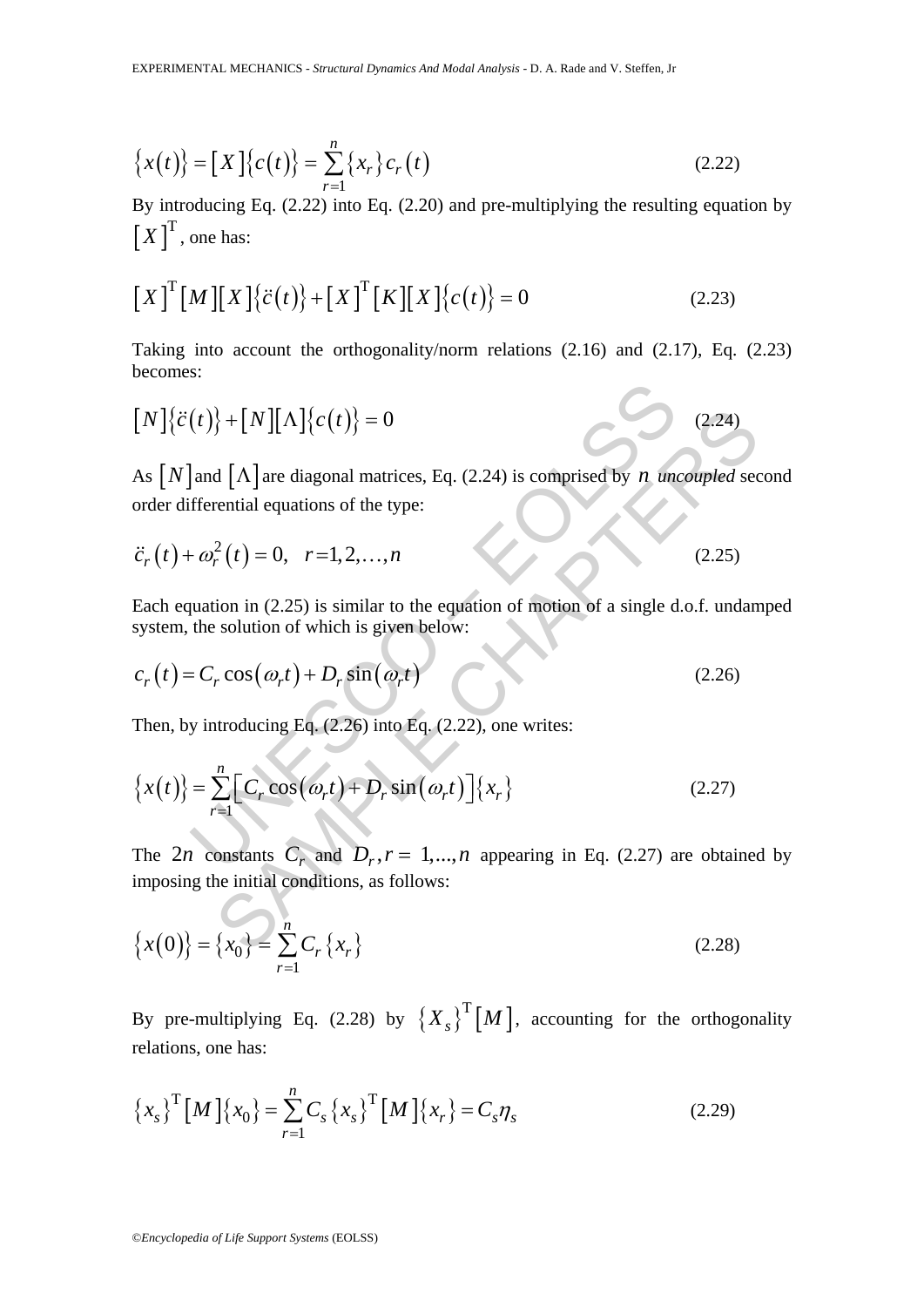$$\{x(t)\} = [X]\{c(t)\} = \sum_{r=1}^{n} \{x_r\} c_r(t) \tag{2.22}$$

By introducing Eq. (2.22) into Eq. (2.20) and pre-multiplying the resulting equation by $[X]^{\mathrm{T}}$, one has:

$$[X]^{\mathrm{T}}[M][X]\{\ddot{c}(t)\} + [X]^{\mathrm{T}}[K][X]\{c(t)\} = 0 \tag{2.23}$$

Taking into account the orthogonality/norm relations (2.16) and (2.17), Eq. (2.23) becomes:

$$[N]\{\ddot{c}(t)\} + [N][\Lambda]\{c(t)\} = 0 \tag{2.24}$$

As $[N]$ and $[\Lambda]$ are diagonal matrices, Eq. (2.24) is comprised by $n$ *uncoupled* second order differential equations of the type:

$$\ddot{c}_r(t) + \omega_r^2(t) = 0, \quad r = 1, 2, \ldots, n \tag{2.25}$$

Each equation in (2.25) is similar to the equation of motion of a single d.o.f. undamped system, the solution of which is given below:

$$c_r(t) = C_r \cos(\omega_r t) + D_r \sin(\omega_r t) \tag{2.26}$$

Then, by introducing Eq. (2.26) into Eq. (2.22), one writes:

$$\{x(t)\} = \sum_{r=1}^{n} \left[ C_r \cos(\omega_r t) + D_r \sin(\omega_r t) \right] \{x_r\} \tag{2.27}$$

The $2n$ constants $C_r$ and $D_r, r = 1, \ldots, n$ appearing in Eq. (2.27) are obtained by imposing the initial conditions, as follows:

$$\{x(0)\} = \{x_0\} = \sum_{r=1}^{n} C_r \{x_r\} \tag{2.28}$$

By pre-multiplying Eq. (2.28) by $\{X_s\}^{\mathrm{T}}[M]$, accounting for the orthogonality relations, one has:

$$\{x_s\}^{\mathrm{T}}[M]\{x_0\} = \sum_{r=1}^{n} C_s \{x_s\}^{\mathrm{T}}[M]\{x_r\} = C_s \eta_s \tag{2.29}$$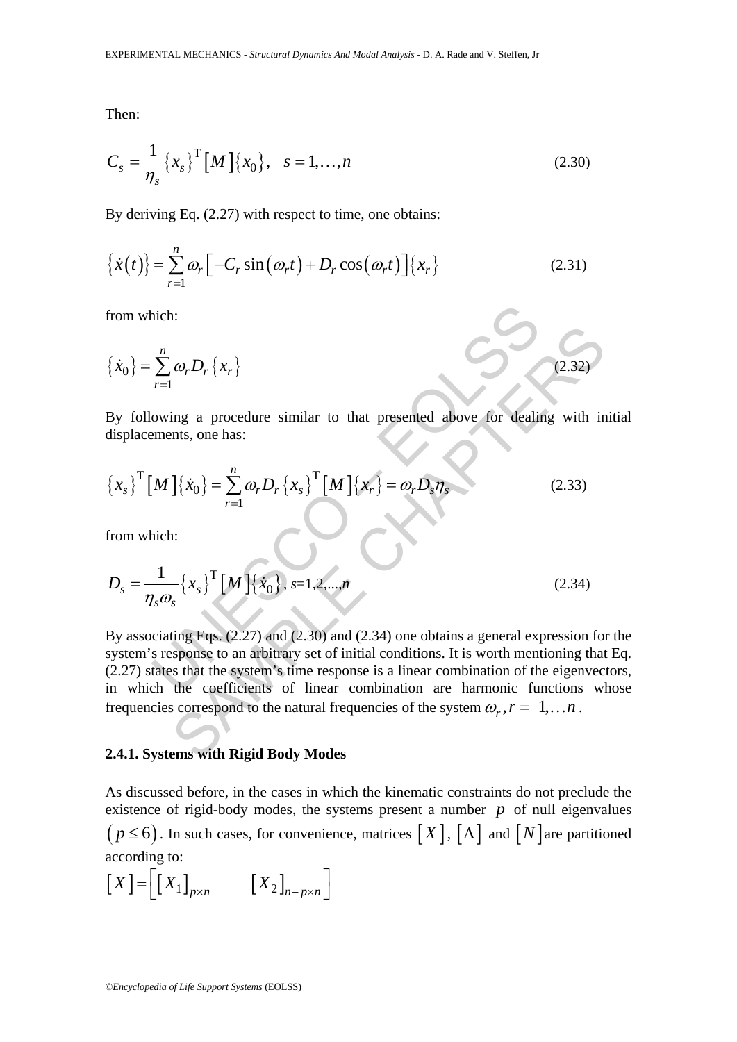Then:

$$C_s = \frac{1}{\eta_s}\{x_s\}^{\mathrm{T}}[M]\{x_0\}, \quad s = 1,\ldots,n \tag{2.30}$$

By deriving Eq. (2.27) with respect to time, one obtains:

$$\{\dot{x}(t)\} = \sum_{r=1}^{n} \omega_r \left[ -C_r \sin(\omega_r t) + D_r \cos(\omega_r t) \right] \{x_r\} \tag{2.31}$$

from which:

$$\{\dot{x}_0\} = \sum_{r=1}^{n} \omega_r D_r \{x_r\} \tag{2.32}$$

By following a procedure similar to that presented above for dealing with initial displacements, one has:

$$\{x_s\}^{\mathrm{T}}[M]\{\dot{x}_0\} = \sum_{r=1}^{n} \omega_r D_r \{x_s\}^{\mathrm{T}}[M]\{x_r\} = \omega_r D_s \eta_s \tag{2.33}$$

from which:

$$D_s = \frac{1}{\eta_s \omega_s}\{x_s\}^{\mathrm{T}}[M]\{\dot{x}_0\}, \; s=1,2,\ldots,n \tag{2.34}$$

By associating Eqs. (2.27) and (2.30) and (2.34) one obtains a general expression for the system's response to an arbitrary set of initial conditions. It is worth mentioning that Eq. (2.27) states that the system's time response is a linear combination of the eigenvectors, in which the coefficients of linear combination are harmonic functions whose frequencies correspond to the natural frequencies of the system $\omega_r, r = 1,\ldots n$.

### 2.4.1. Systems with Rigid Body Modes

As discussed before, in the cases in which the kinematic constraints do not preclude the existence of rigid-body modes, the systems present a number $p$ of null eigenvalues $(p \leq 6)$. In such cases, for convenience, matrices $[X]$, $[\Lambda]$ and $[N]$ are partitioned according to:

$$[X] = \left[ [X_1]_{p \times n} \qquad [X_2]_{n-p \times n} \right]$$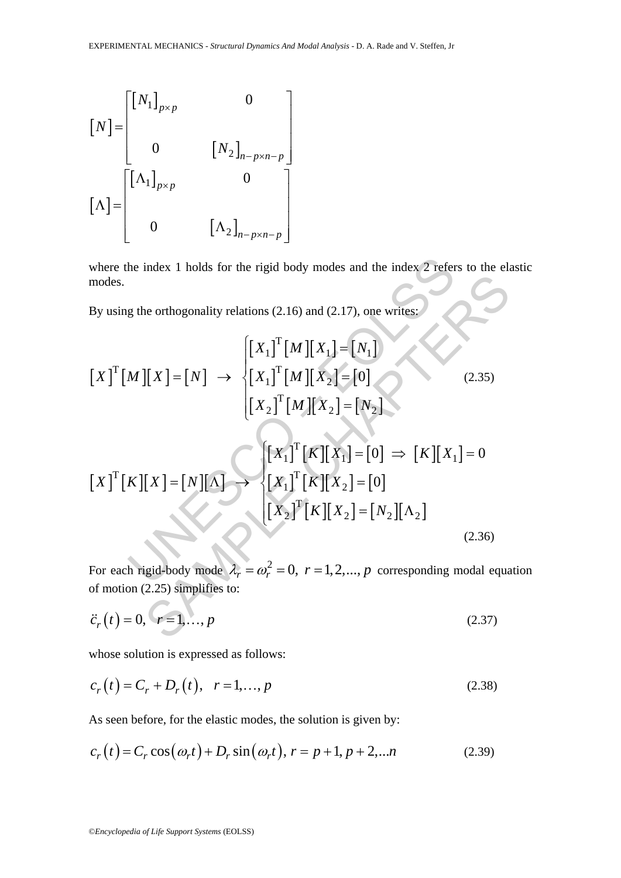$$
[N] = \begin{bmatrix} [N_1]_{p\times p} & 0 \\ 0 & [N_2]_{n-p\times n-p} \end{bmatrix}
$$

$$
[\Lambda] = \begin{bmatrix} [\Lambda_1]_{p\times p} & 0 \\ 0 & [\Lambda_2]_{n-p\times n-p} \end{bmatrix}
$$

where the index 1 holds for the rigid body modes and the index 2 refers to the elastic modes.

By using the orthogonality relations (2.16) and (2.17), one writes:

$$
[X]^{\mathrm{T}}[M][X] = [N] \;\rightarrow\; \begin{cases} [X_1]^{\mathrm{T}}[M][X_1] = [N_1] \\ [X_1]^{\mathrm{T}}[M][X_2] = [0] \\ [X_2]^{\mathrm{T}}[M][X_2] = [N_2] \end{cases} \tag{2.35}
$$

$$
[X]^{\mathrm{T}}[K][X] = [N][\Lambda] \;\rightarrow\; \begin{cases} [X_1]^{\mathrm{T}}[K][X_1] = [0] \;\Rightarrow\; [K][X_1] = 0 \\ [X_1]^{\mathrm{T}}[K][X_2] = [0] \\ [X_2]^{\mathrm{T}}[K][X_2] = [N_2][\Lambda_2] \end{cases} \tag{2.36}
$$

For each rigid-body mode $\lambda_r = \omega_r^2 = 0,\; r = 1,2,...,p$ corresponding modal equation of motion (2.25) simplifies to:

$$
\ddot{c}_r(t) = 0, \quad r = 1,\ldots,p \tag{2.37}
$$

whose solution is expressed as follows:

$$
c_r(t) = C_r + D_r(t), \quad r = 1,\ldots,p \tag{2.38}
$$

As seen before, for the elastic modes, the solution is given by:

$$
c_r(t) = C_r\cos(\omega_r t) + D_r\sin(\omega_r t),\; r = p+1, p+2,...n \tag{2.39}
$$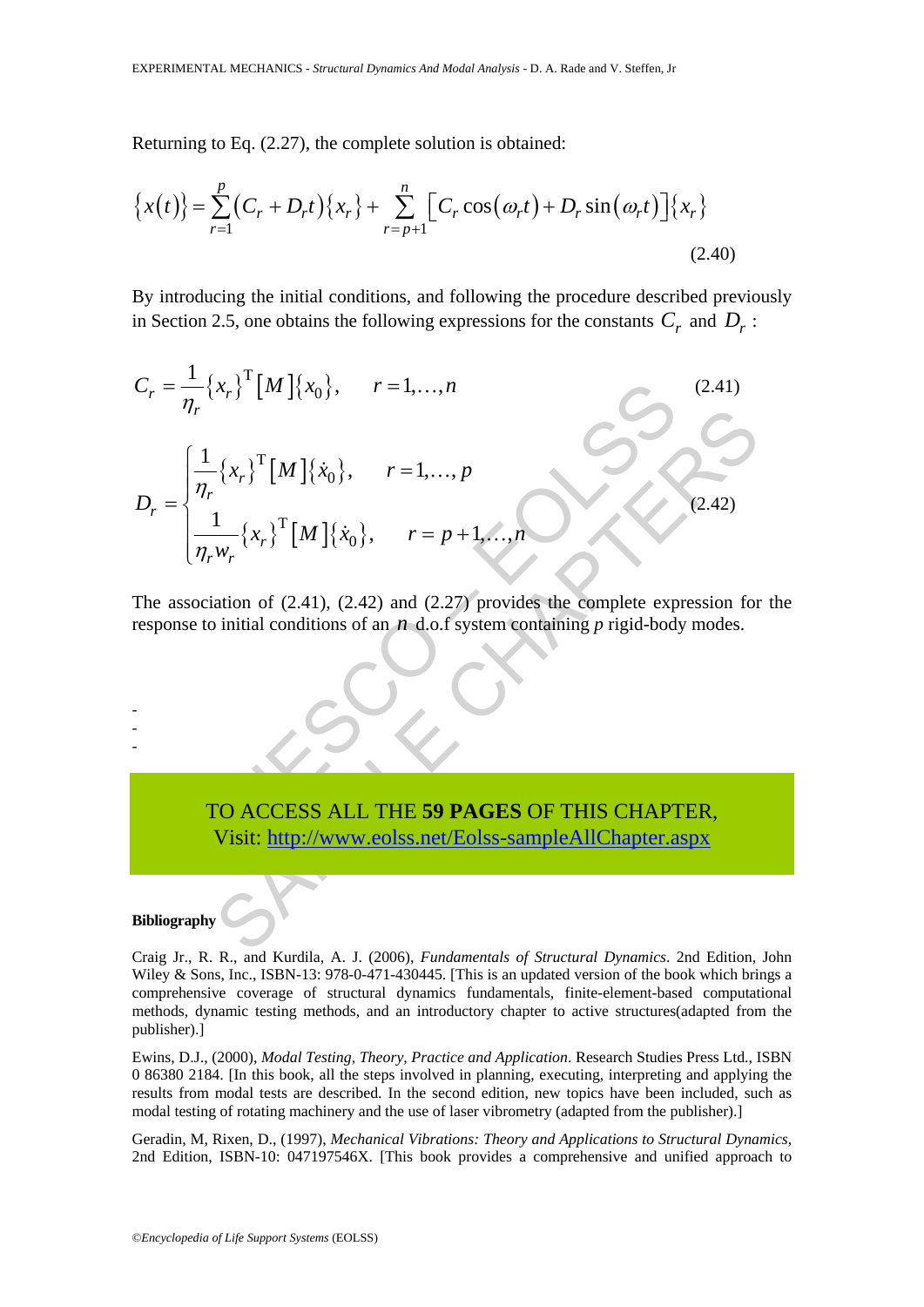Returning to Eq. (2.27), the complete solution is obtained:

$$\{x(t)\} = \sum_{r=1}^{p} (C_r + D_r t)\{x_r\} + \sum_{r=p+1}^{n} \left[ C_r \cos(\omega_r t) + D_r \sin(\omega_r t) \right] \{x_r\} \tag{2.40}$$

By introducing the initial conditions, and following the procedure described previously in Section 2.5, one obtains the following expressions for the constants $C_r$ and $D_r$ :

$$C_r = \frac{1}{\eta_r} \{x_r\}^{\mathrm{T}} [M] \{x_0\}, \qquad r = 1, \ldots, n \tag{2.41}$$

$$D_r = \begin{cases} \dfrac{1}{\eta_r} \{x_r\}^{\mathrm{T}} [M] \{\dot{x}_0\}, & r = 1, \ldots, p \\ \dfrac{1}{\eta_r w_r} \{x_r\}^{\mathrm{T}} [M] \{\dot{x}_0\}, & r = p+1, \ldots, n \end{cases} \tag{2.42}$$

The association of (2.41), (2.42) and (2.27) provides the complete expression for the response to initial conditions of an $n$ d.o.f system containing *p* rigid-body modes.

-
-
-

TO ACCESS ALL THE **59 PAGES** OF THIS CHAPTER,
Visit: http://www.eolss.net/Eolss-sampleAllChapter.aspx

**Bibliography**

Craig Jr., R. R., and Kurdila, A. J. (2006), *Fundamentals of Structural Dynamics*. 2nd Edition, John Wiley & Sons, Inc., ISBN-13: 978-0-471-430445. [This is an updated version of the book which brings a comprehensive coverage of structural dynamics fundamentals, finite-element-based computational methods, dynamic testing methods, and an introductory chapter to active structures(adapted from the publisher).]

Ewins, D.J., (2000), *Modal Testing, Theory, Practice and Application*. Research Studies Press Ltd., ISBN 0 86380 2184. [In this book, all the steps involved in planning, executing, interpreting and applying the results from modal tests are described. In the second edition, new topics have been included, such as modal testing of rotating machinery and the use of laser vibrometry (adapted from the publisher).]

Geradin, M, Rixen, D., (1997), *Mechanical Vibrations: Theory and Applications to Structural Dynamics*, 2nd Edition, ISBN-10: 047197546X. [This book provides a comprehensive and unified approach to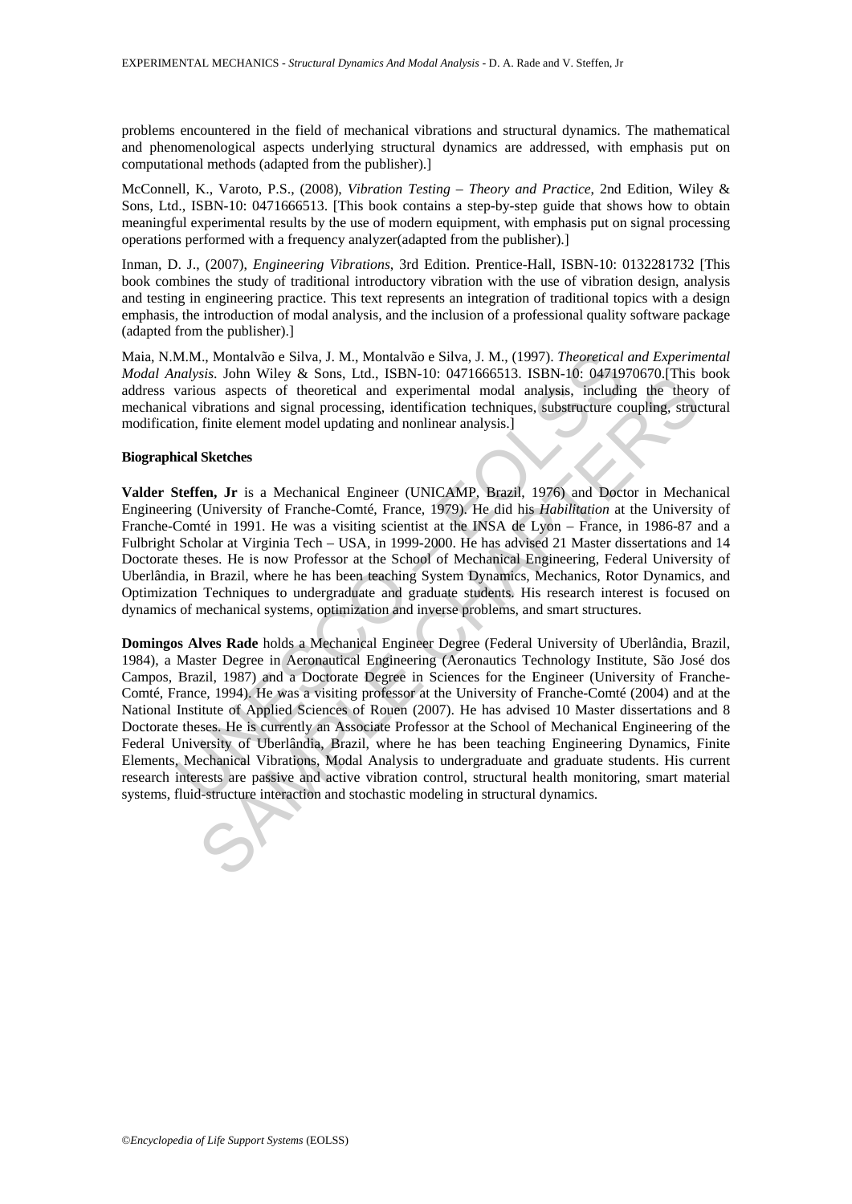problems encountered in the field of mechanical vibrations and structural dynamics. The mathematical and phenomenological aspects underlying structural dynamics are addressed, with emphasis put on computational methods (adapted from the publisher).]

McConnell, K., Varoto, P.S., (2008), *Vibration Testing – Theory and Practice*, 2nd Edition, Wiley & Sons, Ltd., ISBN-10: 0471666513. [This book contains a step-by-step guide that shows how to obtain meaningful experimental results by the use of modern equipment, with emphasis put on signal processing operations performed with a frequency analyzer(adapted from the publisher).]

Inman, D. J., (2007), *Engineering Vibrations*, 3rd Edition. Prentice-Hall, ISBN-10: 0132281732 [This book combines the study of traditional introductory vibration with the use of vibration design, analysis and testing in engineering practice. This text represents an integration of traditional topics with a design emphasis, the introduction of modal analysis, and the inclusion of a professional quality software package (adapted from the publisher).]

Maia, N.M.M., Montalvão e Silva, J. M., Montalvão e Silva, J. M., (1997). *Theoretical and Experimental Modal Analysis*. John Wiley & Sons, Ltd., ISBN-10: 0471666513. ISBN-10: 0471970670.[This book address various aspects of theoretical and experimental modal analysis, including the theory of mechanical vibrations and signal processing, identification techniques, substructure coupling, structural modification, finite element model updating and nonlinear analysis.]

**Biographical Sketches**

**Valder Steffen, Jr** is a Mechanical Engineer (UNICAMP, Brazil, 1976) and Doctor in Mechanical Engineering (University of Franche-Comté, France, 1979). He did his *Habilitation* at the University of Franche-Comté in 1991. He was a visiting scientist at the INSA de Lyon – France, in 1986-87 and a Fulbright Scholar at Virginia Tech – USA, in 1999-2000. He has advised 21 Master dissertations and 14 Doctorate theses. He is now Professor at the School of Mechanical Engineering, Federal University of Uberlândia, in Brazil, where he has been teaching System Dynamics, Mechanics, Rotor Dynamics, and Optimization Techniques to undergraduate and graduate students. His research interest is focused on dynamics of mechanical systems, optimization and inverse problems, and smart structures.

**Domingos Alves Rade** holds a Mechanical Engineer Degree (Federal University of Uberlândia, Brazil, 1984), a Master Degree in Aeronautical Engineering (Aeronautics Technology Institute, São José dos Campos, Brazil, 1987) and a Doctorate Degree in Sciences for the Engineer (University of Franche-Comté, France, 1994). He was a visiting professor at the University of Franche-Comté (2004) and at the National Institute of Applied Sciences of Rouen (2007). He has advised 10 Master dissertations and 8 Doctorate theses. He is currently an Associate Professor at the School of Mechanical Engineering of the Federal University of Uberlândia, Brazil, where he has been teaching Engineering Dynamics, Finite Elements, Mechanical Vibrations, Modal Analysis to undergraduate and graduate students. His current research interests are passive and active vibration control, structural health monitoring, smart material systems, fluid-structure interaction and stochastic modeling in structural dynamics.